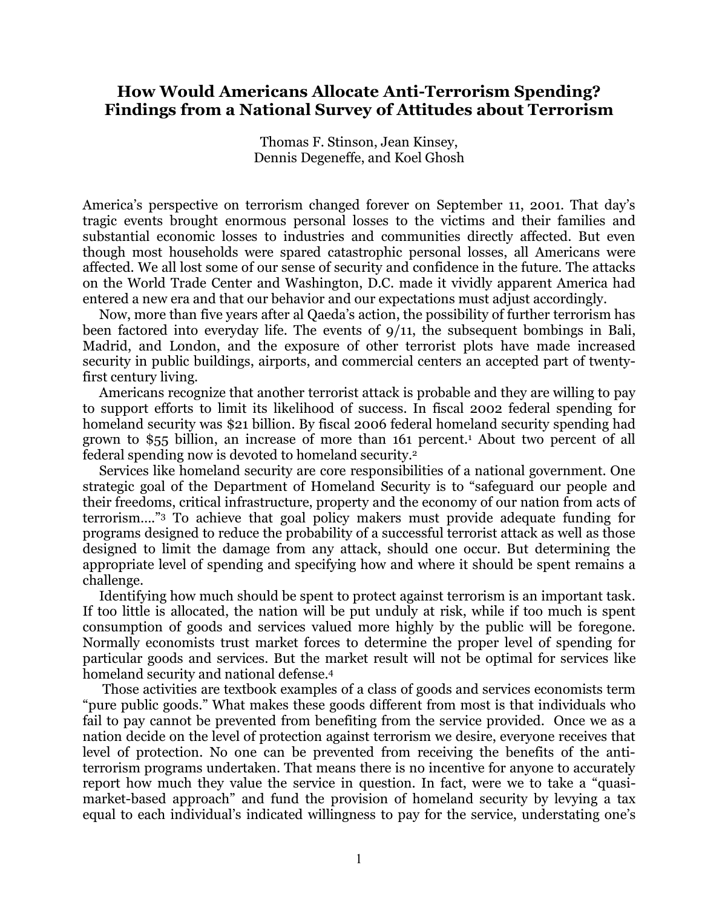# How Would Americans Allocate Anti-Terrorism Spending? Findings from a National Survey of Attitudes about Terrorism

Thomas F. Stinson, Jean Kinsey, Dennis Degeneffe, and Koel Ghosh

America's perspective on terrorism changed forever on September 11, 2001. That day's tragic events brought enormous personal losses to the victims and their families and substantial economic losses to industries and communities directly affected. But even though most households were spared catastrophic personal losses, all Americans were affected. We all lost some of our sense of security and confidence in the future. The attacks on the World Trade Center and Washington, D.C. made it vividly apparent America had entered a new era and that our behavior and our expectations must adjust accordingly.

Now, more than five years after al Qaeda's action, the possibility of further terrorism has been factored into everyday life. The events of 9/11, the subsequent bombings in Bali, Madrid, and London, and the exposure of other terrorist plots have made increased security in public buildings, airports, and commercial centers an accepted part of twenty-first century living.

Americans recognize that another terrorist attack is probable and they are willing to pay to support efforts to limit its likelihood of success. In fiscal 2002 federal spending for homeland security was $21 billion. By fiscal 2006 federal homeland security spending had grown to $55 billion, an increase of more than 161 percent.[1] About two percent of all federal spending now is devoted to homeland security.[2]

Services like homeland security are core responsibilities of a national government. One strategic goal of the Department of Homeland Security is to "safeguard our people and their freedoms, critical infrastructure, property and the economy of our nation from acts of terrorism…."[3] To achieve that goal policy makers must provide adequate funding for programs designed to reduce the probability of a successful terrorist attack as well as those designed to limit the damage from any attack, should one occur. But determining the appropriate level of spending and specifying how and where it should be spent remains a challenge.

Identifying how much should be spent to protect against terrorism is an important task. If too little is allocated, the nation will be put unduly at risk, while if too much is spent consumption of goods and services valued more highly by the public will be foregone. Normally economists trust market forces to determine the proper level of spending for particular goods and services. But the market result will not be optimal for services like homeland security and national defense.[4]

Those activities are textbook examples of a class of goods and services economists term "pure public goods." What makes these goods different from most is that individuals who fail to pay cannot be prevented from benefiting from the service provided. Once we as a nation decide on the level of protection against terrorism we desire, everyone receives that level of protection. No one can be prevented from receiving the benefits of the anti-terrorism programs undertaken. That means there is no incentive for anyone to accurately report how much they value the service in question. In fact, were we to take a "quasi-market-based approach" and fund the provision of homeland security by levying a tax equal to each individual's indicated willingness to pay for the service, understating one's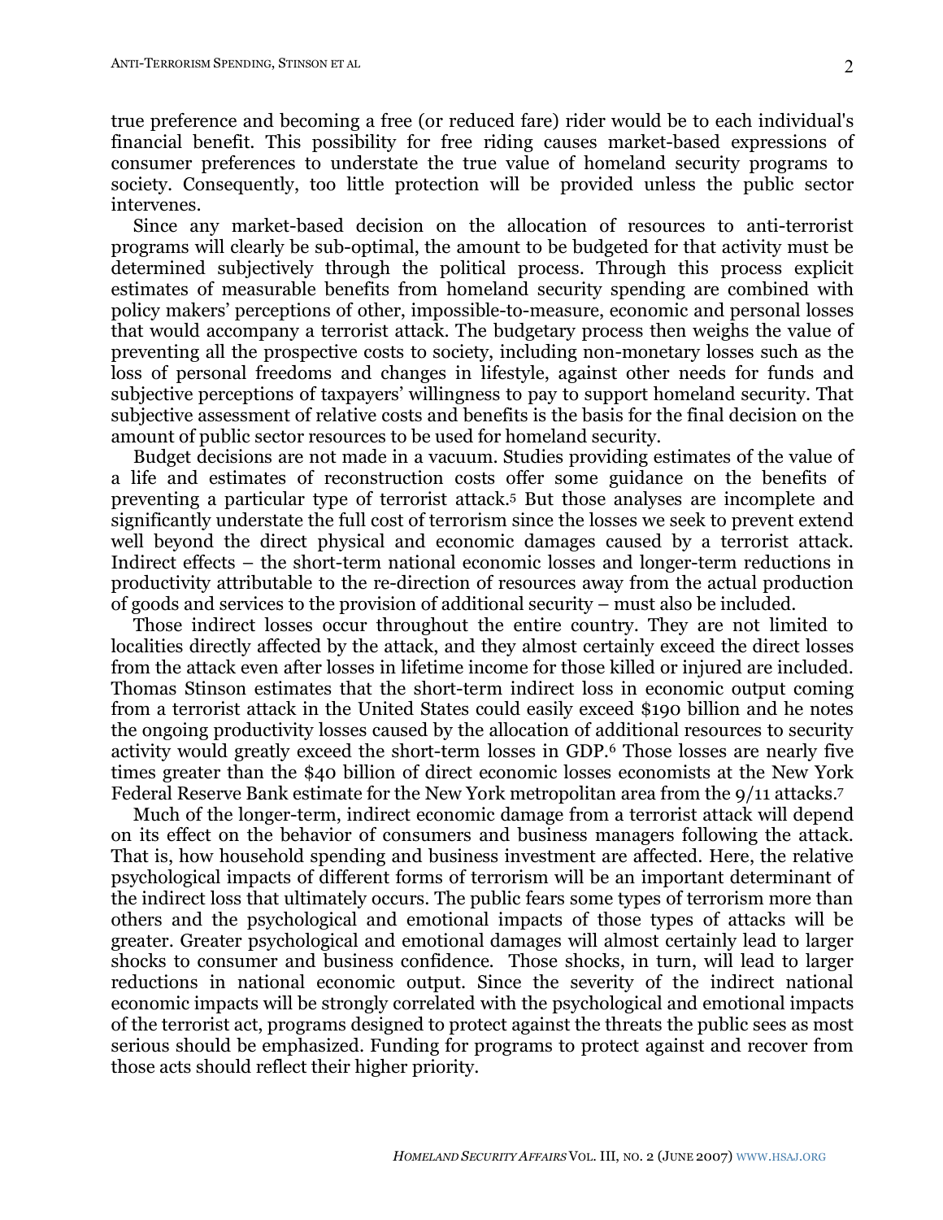true preference and becoming a free (or reduced fare) rider would be to each individual's financial benefit. This possibility for free riding causes market-based expressions of consumer preferences to understate the true value of homeland security programs to society. Consequently, too little protection will be provided unless the public sector intervenes.

Since any market-based decision on the allocation of resources to anti-terrorist programs will clearly be sub-optimal, the amount to be budgeted for that activity must be determined subjectively through the political process. Through this process explicit estimates of measurable benefits from homeland security spending are combined with policy makers' perceptions of other, impossible-to-measure, economic and personal losses that would accompany a terrorist attack. The budgetary process then weighs the value of preventing all the prospective costs to society, including non-monetary losses such as the loss of personal freedoms and changes in lifestyle, against other needs for funds and subjective perceptions of taxpayers' willingness to pay to support homeland security. That subjective assessment of relative costs and benefits is the basis for the final decision on the amount of public sector resources to be used for homeland security.

Budget decisions are not made in a vacuum. Studies providing estimates of the value of a life and estimates of reconstruction costs offer some guidance on the benefits of preventing a particular type of terrorist attack.[5] But those analyses are incomplete and significantly understate the full cost of terrorism since the losses we seek to prevent extend well beyond the direct physical and economic damages caused by a terrorist attack. Indirect effects – the short-term national economic losses and longer-term reductions in productivity attributable to the re-direction of resources away from the actual production of goods and services to the provision of additional security – must also be included.

Those indirect losses occur throughout the entire country. They are not limited to localities directly affected by the attack, and they almost certainly exceed the direct losses from the attack even after losses in lifetime income for those killed or injured are included. Thomas Stinson estimates that the short-term indirect loss in economic output coming from a terrorist attack in the United States could easily exceed $190 billion and he notes the ongoing productivity losses caused by the allocation of additional resources to security activity would greatly exceed the short-term losses in GDP.[6] Those losses are nearly five times greater than the $40 billion of direct economic losses economists at the New York Federal Reserve Bank estimate for the New York metropolitan area from the 9/11 attacks.[7]

Much of the longer-term, indirect economic damage from a terrorist attack will depend on its effect on the behavior of consumers and business managers following the attack. That is, how household spending and business investment are affected. Here, the relative psychological impacts of different forms of terrorism will be an important determinant of the indirect loss that ultimately occurs. The public fears some types of terrorism more than others and the psychological and emotional impacts of those types of attacks will be greater. Greater psychological and emotional damages will almost certainly lead to larger shocks to consumer and business confidence. Those shocks, in turn, will lead to larger reductions in national economic output. Since the severity of the indirect national economic impacts will be strongly correlated with the psychological and emotional impacts of the terrorist act, programs designed to protect against the threats the public sees as most serious should be emphasized. Funding for programs to protect against and recover from those acts should reflect their higher priority.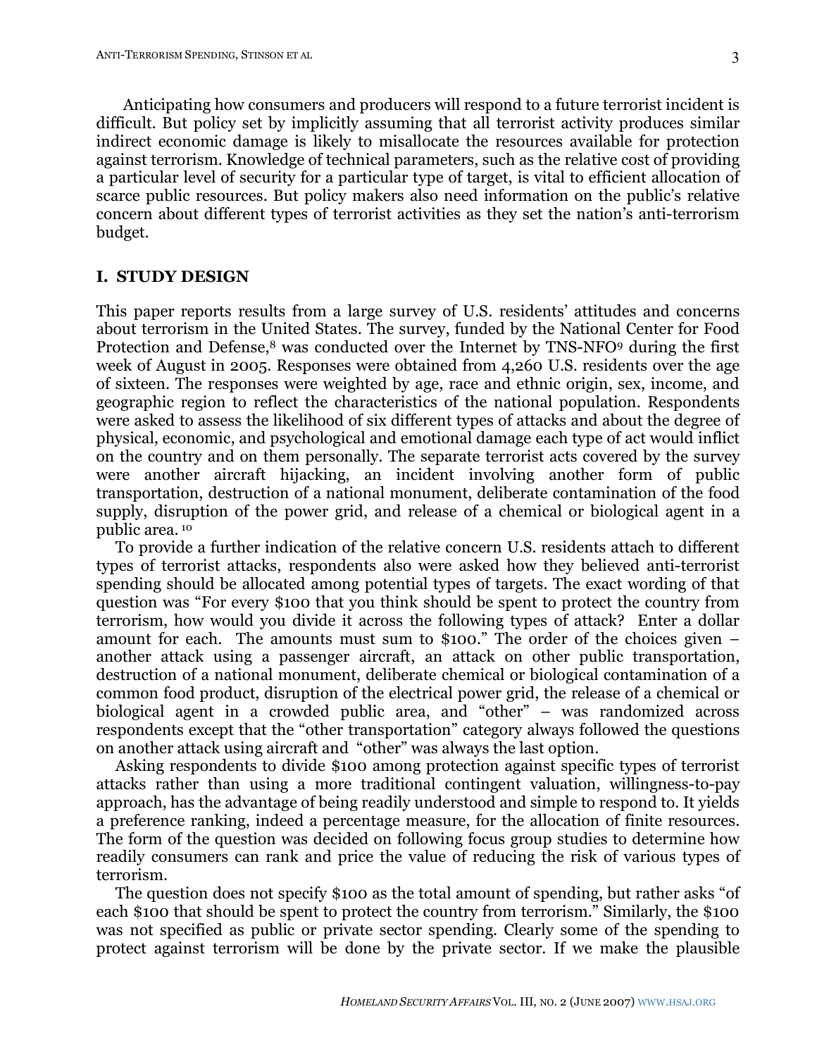Anticipating how consumers and producers will respond to a future terrorist incident is difficult. But policy set by implicitly assuming that all terrorist activity produces similar indirect economic damage is likely to misallocate the resources available for protection against terrorism. Knowledge of technical parameters, such as the relative cost of providing a particular level of security for a particular type of target, is vital to efficient allocation of scarce public resources. But policy makers also need information on the public's relative concern about different types of terrorist activities as they set the nation's anti-terrorism budget.

## I. STUDY DESIGN

This paper reports results from a large survey of U.S. residents' attitudes and concerns about terrorism in the United States. The survey, funded by the National Center for Food Protection and Defense,[8] was conducted over the Internet by TNS-NFO[9] during the first week of August in 2005. Responses were obtained from 4,260 U.S. residents over the age of sixteen. The responses were weighted by age, race and ethnic origin, sex, income, and geographic region to reflect the characteristics of the national population. Respondents were asked to assess the likelihood of six different types of attacks and about the degree of physical, economic, and psychological and emotional damage each type of act would inflict on the country and on them personally. The separate terrorist acts covered by the survey were another aircraft hijacking, an incident involving another form of public transportation, destruction of a national monument, deliberate contamination of the food supply, disruption of the power grid, and release of a chemical or biological agent in a public area.[10]

To provide a further indication of the relative concern U.S. residents attach to different types of terrorist attacks, respondents also were asked how they believed anti-terrorist spending should be allocated among potential types of targets. The exact wording of that question was "For every $100 that you think should be spent to protect the country from terrorism, how would you divide it across the following types of attack? Enter a dollar amount for each. The amounts must sum to $100." The order of the choices given – another attack using a passenger aircraft, an attack on other public transportation, destruction of a national monument, deliberate chemical or biological contamination of a common food product, disruption of the electrical power grid, the release of a chemical or biological agent in a crowded public area, and "other" – was randomized across respondents except that the "other transportation" category always followed the questions on another attack using aircraft and "other" was always the last option.

Asking respondents to divide $100 among protection against specific types of terrorist attacks rather than using a more traditional contingent valuation, willingness-to-pay approach, has the advantage of being readily understood and simple to respond to. It yields a preference ranking, indeed a percentage measure, for the allocation of finite resources. The form of the question was decided on following focus group studies to determine how readily consumers can rank and price the value of reducing the risk of various types of terrorism.

The question does not specify $100 as the total amount of spending, but rather asks "of each $100 that should be spent to protect the country from terrorism." Similarly, the $100 was not specified as public or private sector spending. Clearly some of the spending to protect against terrorism will be done by the private sector. If we make the plausible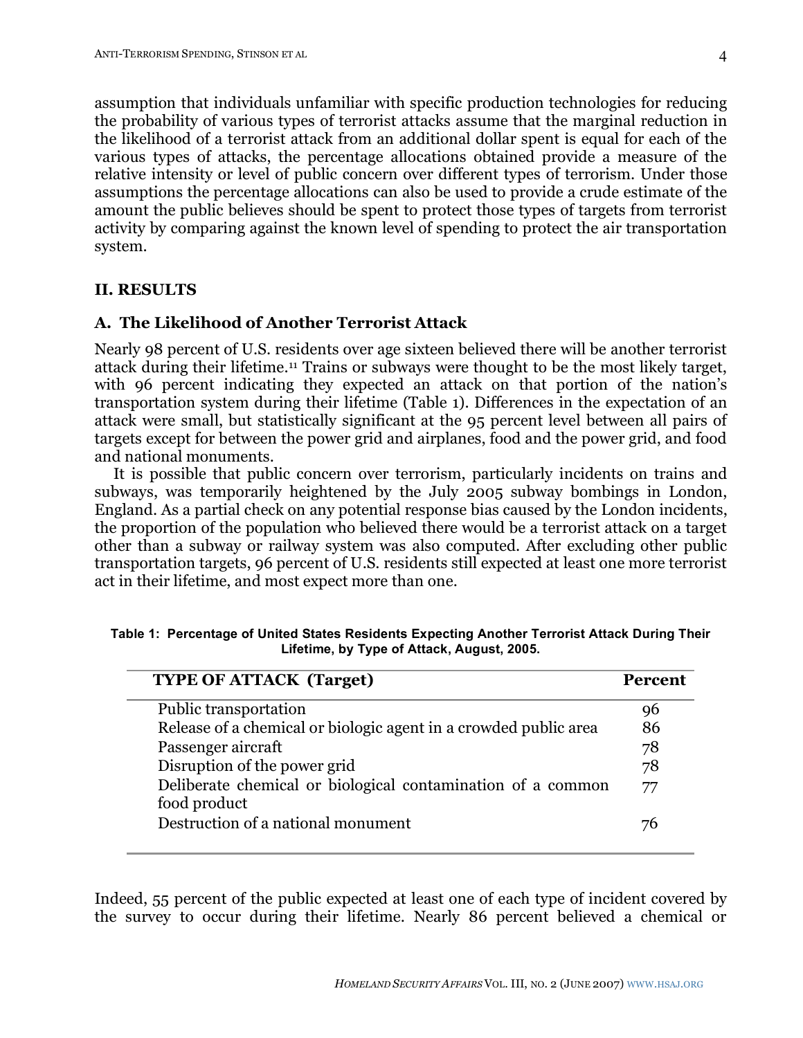assumption that individuals unfamiliar with specific production technologies for reducing the probability of various types of terrorist attacks assume that the marginal reduction in the likelihood of a terrorist attack from an additional dollar spent is equal for each of the various types of attacks, the percentage allocations obtained provide a measure of the relative intensity or level of public concern over different types of terrorism. Under those assumptions the percentage allocations can also be used to provide a crude estimate of the amount the public believes should be spent to protect those types of targets from terrorist activity by comparing against the known level of spending to protect the air transportation system.

## II. RESULTS

### A. The Likelihood of Another Terrorist Attack

Nearly 98 percent of U.S. residents over age sixteen believed there will be another terrorist attack during their lifetime.[11] Trains or subways were thought to be the most likely target, with 96 percent indicating they expected an attack on that portion of the nation's transportation system during their lifetime (Table 1). Differences in the expectation of an attack were small, but statistically significant at the 95 percent level between all pairs of targets except for between the power grid and airplanes, food and the power grid, and food and national monuments.

It is possible that public concern over terrorism, particularly incidents on trains and subways, was temporarily heightened by the July 2005 subway bombings in London, England. As a partial check on any potential response bias caused by the London incidents, the proportion of the population who believed there would be a terrorist attack on a target other than a subway or railway system was also computed. After excluding other public transportation targets, 96 percent of U.S. residents still expected at least one more terrorist act in their lifetime, and most expect more than one.

**Table 1: Percentage of United States Residents Expecting Another Terrorist Attack During Their Lifetime, by Type of Attack, August, 2005.**

| TYPE OF ATTACK (Target) | Percent |
|---|---|
| Public transportation | 96 |
| Release of a chemical or biologic agent in a crowded public area | 86 |
| Passenger aircraft | 78 |
| Disruption of the power grid | 78 |
| Deliberate chemical or biological contamination of a common food product | 77 |
| Destruction of a national monument | 76 |

Indeed, 55 percent of the public expected at least one of each type of incident covered by the survey to occur during their lifetime. Nearly 86 percent believed a chemical or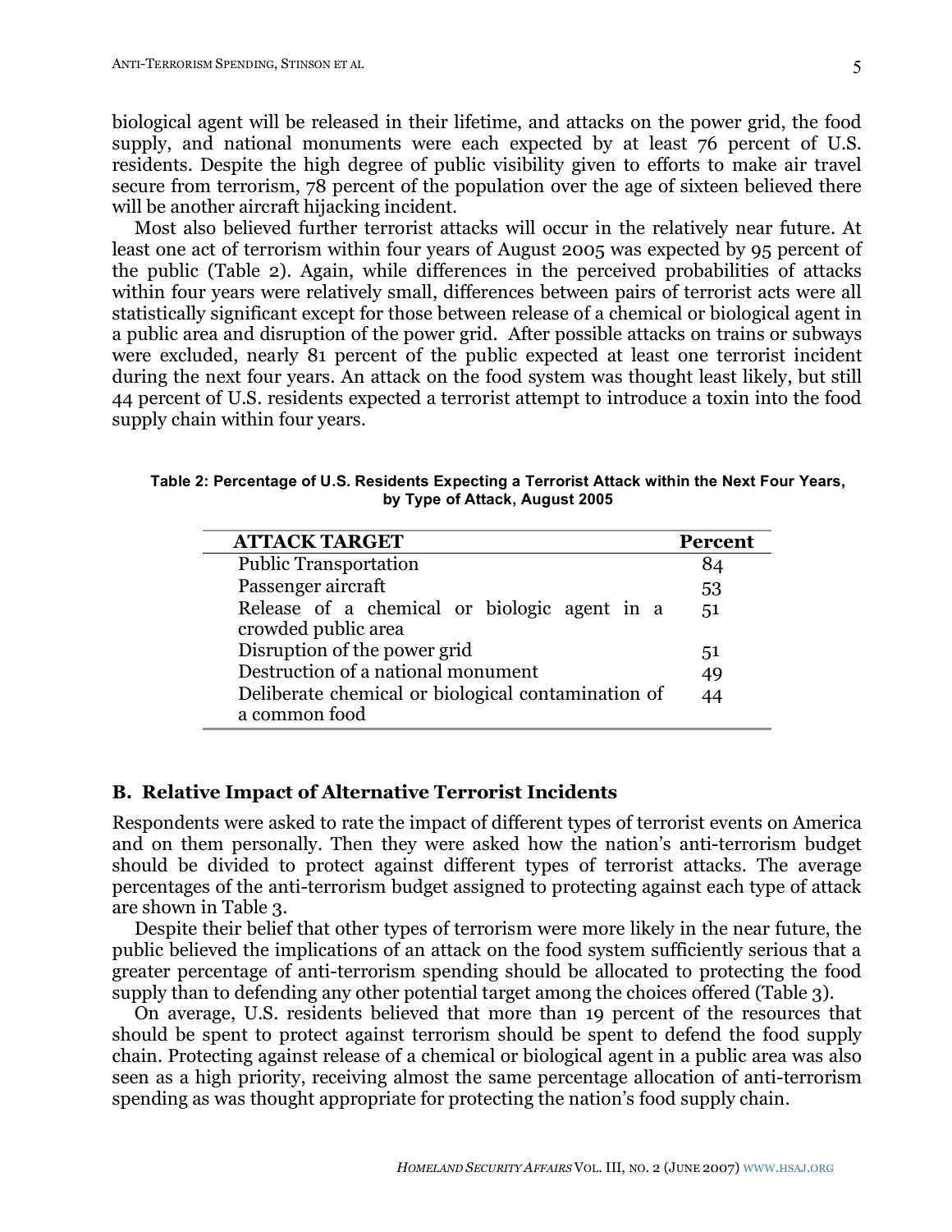biological agent will be released in their lifetime, and attacks on the power grid, the food supply, and national monuments were each expected by at least 76 percent of U.S. residents. Despite the high degree of public visibility given to efforts to make air travel secure from terrorism, 78 percent of the population over the age of sixteen believed there will be another aircraft hijacking incident.

Most also believed further terrorist attacks will occur in the relatively near future. At least one act of terrorism within four years of August 2005 was expected by 95 percent of the public (Table 2). Again, while differences in the perceived probabilities of attacks within four years were relatively small, differences between pairs of terrorist acts were all statistically significant except for those between release of a chemical or biological agent in a public area and disruption of the power grid. After possible attacks on trains or subways were excluded, nearly 81 percent of the public expected at least one terrorist incident during the next four years. An attack on the food system was thought least likely, but still 44 percent of U.S. residents expected a terrorist attempt to introduce a toxin into the food supply chain within four years.

**Table 2: Percentage of U.S. Residents Expecting a Terrorist Attack within the Next Four Years, by Type of Attack, August 2005**

| ATTACK TARGET | Percent |
|---|---|
| Public Transportation | 84 |
| Passenger aircraft | 53 |
| Release of a chemical or biologic agent in a crowded public area | 51 |
| Disruption of the power grid | 51 |
| Destruction of a national monument | 49 |
| Deliberate chemical or biological contamination of a common food | 44 |

## B. Relative Impact of Alternative Terrorist Incidents

Respondents were asked to rate the impact of different types of terrorist events on America and on them personally. Then they were asked how the nation's anti-terrorism budget should be divided to protect against different types of terrorist attacks. The average percentages of the anti-terrorism budget assigned to protecting against each type of attack are shown in Table 3.

Despite their belief that other types of terrorism were more likely in the near future, the public believed the implications of an attack on the food system sufficiently serious that a greater percentage of anti-terrorism spending should be allocated to protecting the food supply than to defending any other potential target among the choices offered (Table 3).

On average, U.S. residents believed that more than 19 percent of the resources that should be spent to protect against terrorism should be spent to defend the food supply chain. Protecting against release of a chemical or biological agent in a public area was also seen as a high priority, receiving almost the same percentage allocation of anti-terrorism spending as was thought appropriate for protecting the nation's food supply chain.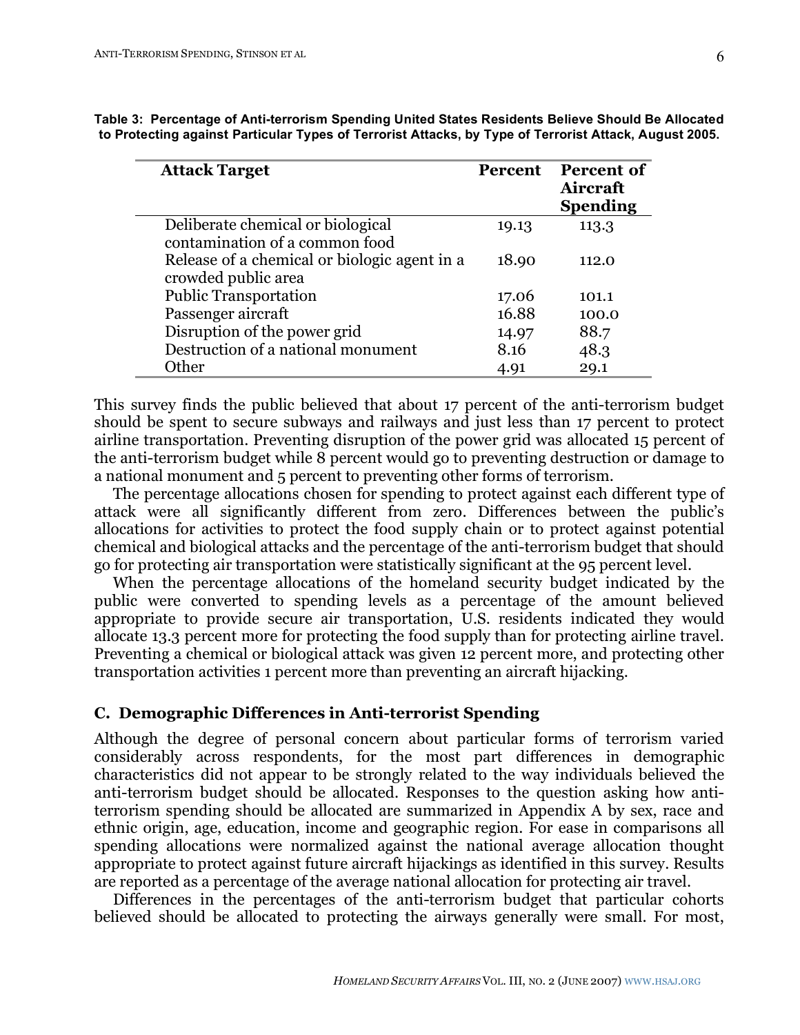**Table 3: Percentage of Anti-terrorism Spending United States Residents Believe Should Be Allocated to Protecting against Particular Types of Terrorist Attacks, by Type of Terrorist Attack, August 2005.**

| Attack Target | Percent | Percent of Aircraft Spending |
|---|---|---|
| Deliberate chemical or biological contamination of a common food | 19.13 | 113.3 |
| Release of a chemical or biologic agent in a crowded public area | 18.90 | 112.0 |
| Public Transportation | 17.06 | 101.1 |
| Passenger aircraft | 16.88 | 100.0 |
| Disruption of the power grid | 14.97 | 88.7 |
| Destruction of a national monument | 8.16 | 48.3 |
| Other | 4.91 | 29.1 |

This survey finds the public believed that about 17 percent of the anti-terrorism budget should be spent to secure subways and railways and just less than 17 percent to protect airline transportation. Preventing disruption of the power grid was allocated 15 percent of the anti-terrorism budget while 8 percent would go to preventing destruction or damage to a national monument and 5 percent to preventing other forms of terrorism.

The percentage allocations chosen for spending to protect against each different type of attack were all significantly different from zero. Differences between the public's allocations for activities to protect the food supply chain or to protect against potential chemical and biological attacks and the percentage of the anti-terrorism budget that should go for protecting air transportation were statistically significant at the 95 percent level.

When the percentage allocations of the homeland security budget indicated by the public were converted to spending levels as a percentage of the amount believed appropriate to provide secure air transportation, U.S. residents indicated they would allocate 13.3 percent more for protecting the food supply than for protecting airline travel. Preventing a chemical or biological attack was given 12 percent more, and protecting other transportation activities 1 percent more than preventing an aircraft hijacking.

### C. Demographic Differences in Anti-terrorist Spending

Although the degree of personal concern about particular forms of terrorism varied considerably across respondents, for the most part differences in demographic characteristics did not appear to be strongly related to the way individuals believed the anti-terrorism budget should be allocated. Responses to the question asking how anti-terrorism spending should be allocated are summarized in Appendix A by sex, race and ethnic origin, age, education, income and geographic region. For ease in comparisons all spending allocations were normalized against the national average allocation thought appropriate to protect against future aircraft hijackings as identified in this survey. Results are reported as a percentage of the average national allocation for protecting air travel.

Differences in the percentages of the anti-terrorism budget that particular cohorts believed should be allocated to protecting the airways generally were small. For most,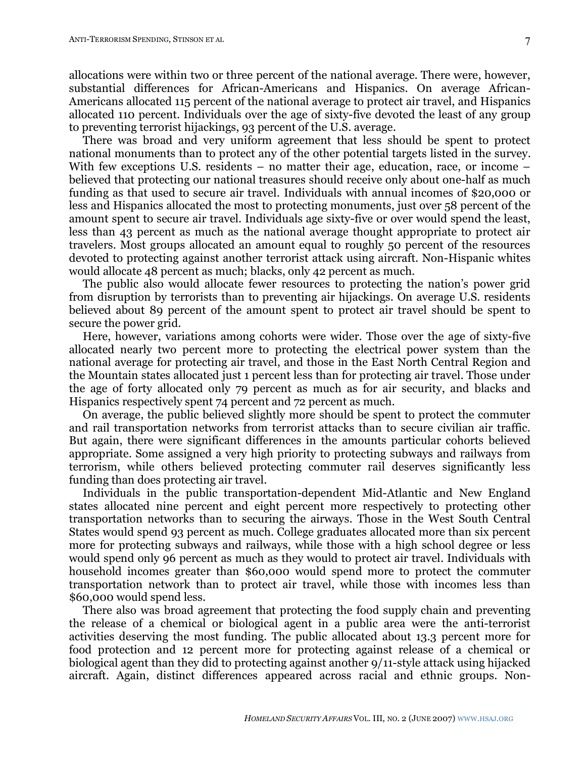allocations were within two or three percent of the national average. There were, however, substantial differences for African-Americans and Hispanics. On average African-Americans allocated 115 percent of the national average to protect air travel, and Hispanics allocated 110 percent. Individuals over the age of sixty-five devoted the least of any group to preventing terrorist hijackings, 93 percent of the U.S. average.

There was broad and very uniform agreement that less should be spent to protect national monuments than to protect any of the other potential targets listed in the survey. With few exceptions U.S. residents – no matter their age, education, race, or income – believed that protecting our national treasures should receive only about one-half as much funding as that used to secure air travel. Individuals with annual incomes of $20,000 or less and Hispanics allocated the most to protecting monuments, just over 58 percent of the amount spent to secure air travel. Individuals age sixty-five or over would spend the least, less than 43 percent as much as the national average thought appropriate to protect air travelers. Most groups allocated an amount equal to roughly 50 percent of the resources devoted to protecting against another terrorist attack using aircraft. Non-Hispanic whites would allocate 48 percent as much; blacks, only 42 percent as much.

The public also would allocate fewer resources to protecting the nation's power grid from disruption by terrorists than to preventing air hijackings. On average U.S. residents believed about 89 percent of the amount spent to protect air travel should be spent to secure the power grid.

Here, however, variations among cohorts were wider. Those over the age of sixty-five allocated nearly two percent more to protecting the electrical power system than the national average for protecting air travel, and those in the East North Central Region and the Mountain states allocated just 1 percent less than for protecting air travel. Those under the age of forty allocated only 79 percent as much as for air security, and blacks and Hispanics respectively spent 74 percent and 72 percent as much.

On average, the public believed slightly more should be spent to protect the commuter and rail transportation networks from terrorist attacks than to secure civilian air traffic. But again, there were significant differences in the amounts particular cohorts believed appropriate. Some assigned a very high priority to protecting subways and railways from terrorism, while others believed protecting commuter rail deserves significantly less funding than does protecting air travel.

Individuals in the public transportation-dependent Mid-Atlantic and New England states allocated nine percent and eight percent more respectively to protecting other transportation networks than to securing the airways. Those in the West South Central States would spend 93 percent as much. College graduates allocated more than six percent more for protecting subways and railways, while those with a high school degree or less would spend only 96 percent as much as they would to protect air travel. Individuals with household incomes greater than $60,000 would spend more to protect the commuter transportation network than to protect air travel, while those with incomes less than $60,000 would spend less.

There also was broad agreement that protecting the food supply chain and preventing the release of a chemical or biological agent in a public area were the anti-terrorist activities deserving the most funding. The public allocated about 13.3 percent more for food protection and 12 percent more for protecting against release of a chemical or biological agent than they did to protecting against another 9/11-style attack using hijacked aircraft. Again, distinct differences appeared across racial and ethnic groups. Non-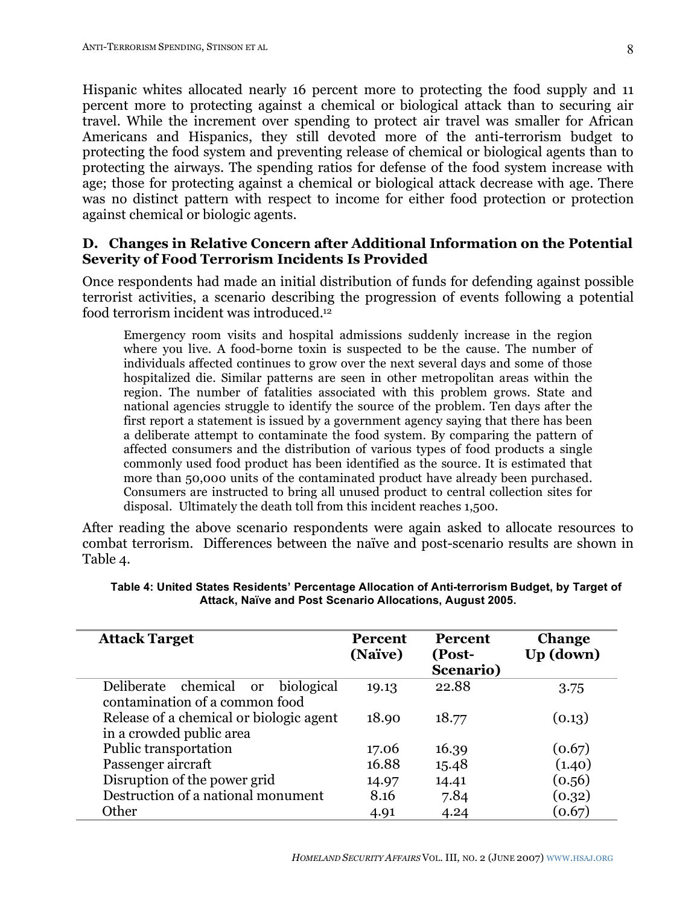Hispanic whites allocated nearly 16 percent more to protecting the food supply and 11 percent more to protecting against a chemical or biological attack than to securing air travel. While the increment over spending to protect air travel was smaller for African Americans and Hispanics, they still devoted more of the anti-terrorism budget to protecting the food system and preventing release of chemical or biological agents than to protecting the airways. The spending ratios for defense of the food system increase with age; those for protecting against a chemical or biological attack decrease with age. There was no distinct pattern with respect to income for either food protection or protection against chemical or biologic agents.

### D. Changes in Relative Concern after Additional Information on the Potential Severity of Food Terrorism Incidents Is Provided

Once respondents had made an initial distribution of funds for defending against possible terrorist activities, a scenario describing the progression of events following a potential food terrorism incident was introduced.[12]

> Emergency room visits and hospital admissions suddenly increase in the region where you live. A food-borne toxin is suspected to be the cause. The number of individuals affected continues to grow over the next several days and some of those hospitalized die. Similar patterns are seen in other metropolitan areas within the region. The number of fatalities associated with this problem grows. State and national agencies struggle to identify the source of the problem. Ten days after the first report a statement is issued by a government agency saying that there has been a deliberate attempt to contaminate the food system. By comparing the pattern of affected consumers and the distribution of various types of food products a single commonly used food product has been identified as the source. It is estimated that more than 50,000 units of the contaminated product have already been purchased. Consumers are instructed to bring all unused product to central collection sites for disposal. Ultimately the death toll from this incident reaches 1,500.

After reading the above scenario respondents were again asked to allocate resources to combat terrorism. Differences between the naïve and post-scenario results are shown in Table 4.

**Table 4: United States Residents' Percentage Allocation of Anti-terrorism Budget, by Target of Attack, Naïve and Post Scenario Allocations, August 2005.**

| Attack Target | Percent (Naïve) | Percent (Post-Scenario) | Change Up (down) |
|---|---|---|---|
| Deliberate chemical or biological contamination of a common food | 19.13 | 22.88 | 3.75 |
| Release of a chemical or biologic agent in a crowded public area | 18.90 | 18.77 | (0.13) |
| Public transportation | 17.06 | 16.39 | (0.67) |
| Passenger aircraft | 16.88 | 15.48 | (1.40) |
| Disruption of the power grid | 14.97 | 14.41 | (0.56) |
| Destruction of a national monument | 8.16 | 7.84 | (0.32) |
| Other | 4.91 | 4.24 | (0.67) |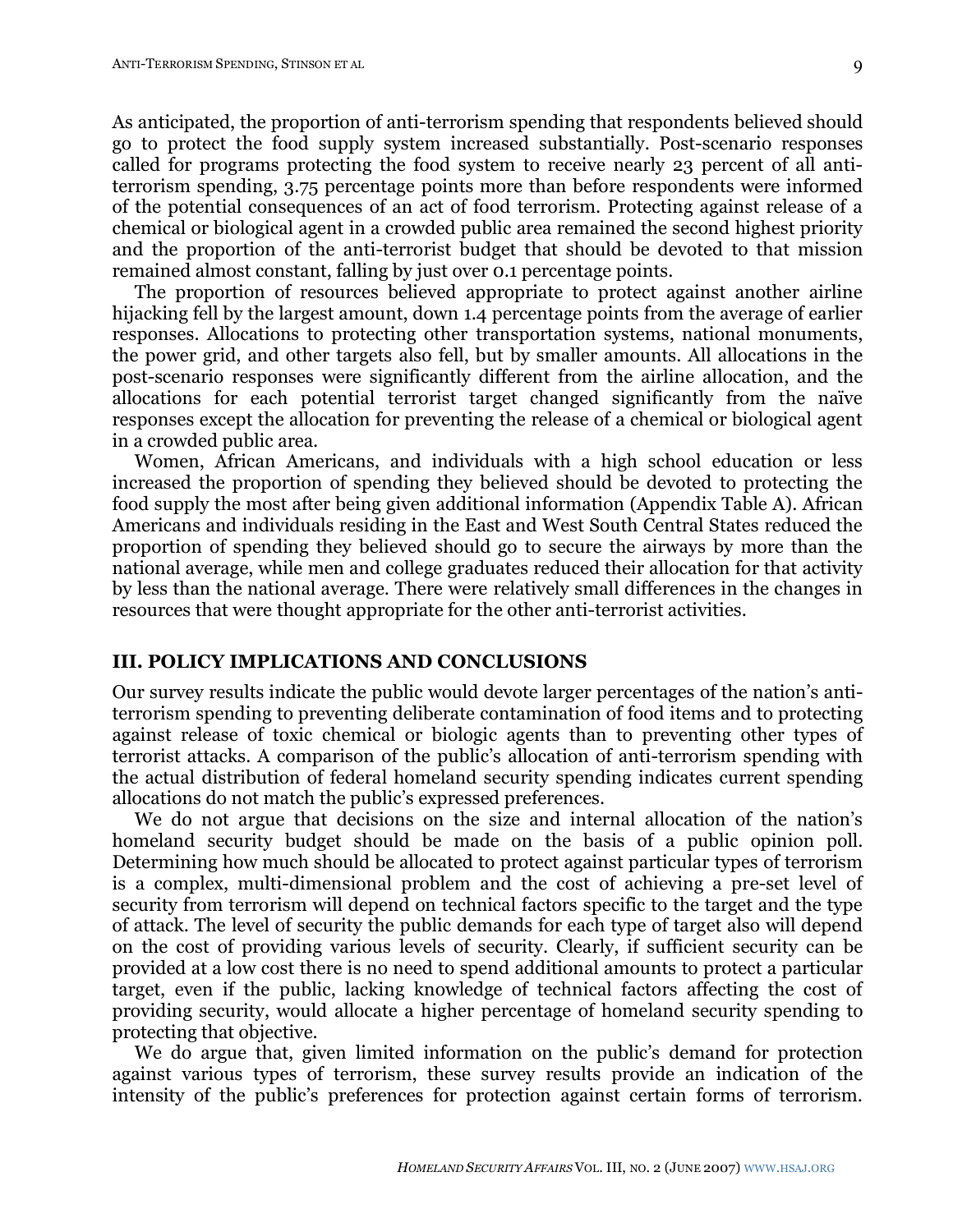As anticipated, the proportion of anti-terrorism spending that respondents believed should go to protect the food supply system increased substantially. Post-scenario responses called for programs protecting the food system to receive nearly 23 percent of all anti-terrorism spending, 3.75 percentage points more than before respondents were informed of the potential consequences of an act of food terrorism. Protecting against release of a chemical or biological agent in a crowded public area remained the second highest priority and the proportion of the anti-terrorist budget that should be devoted to that mission remained almost constant, falling by just over 0.1 percentage points.

The proportion of resources believed appropriate to protect against another airline hijacking fell by the largest amount, down 1.4 percentage points from the average of earlier responses. Allocations to protecting other transportation systems, national monuments, the power grid, and other targets also fell, but by smaller amounts. All allocations in the post-scenario responses were significantly different from the airline allocation, and the allocations for each potential terrorist target changed significantly from the naïve responses except the allocation for preventing the release of a chemical or biological agent in a crowded public area.

Women, African Americans, and individuals with a high school education or less increased the proportion of spending they believed should be devoted to protecting the food supply the most after being given additional information (Appendix Table A). African Americans and individuals residing in the East and West South Central States reduced the proportion of spending they believed should go to secure the airways by more than the national average, while men and college graduates reduced their allocation for that activity by less than the national average. There were relatively small differences in the changes in resources that were thought appropriate for the other anti-terrorist activities.

## III. POLICY IMPLICATIONS AND CONCLUSIONS

Our survey results indicate the public would devote larger percentages of the nation's anti-terrorism spending to preventing deliberate contamination of food items and to protecting against release of toxic chemical or biologic agents than to preventing other types of terrorist attacks. A comparison of the public's allocation of anti-terrorism spending with the actual distribution of federal homeland security spending indicates current spending allocations do not match the public's expressed preferences.

We do not argue that decisions on the size and internal allocation of the nation's homeland security budget should be made on the basis of a public opinion poll. Determining how much should be allocated to protect against particular types of terrorism is a complex, multi-dimensional problem and the cost of achieving a pre-set level of security from terrorism will depend on technical factors specific to the target and the type of attack. The level of security the public demands for each type of target also will depend on the cost of providing various levels of security. Clearly, if sufficient security can be provided at a low cost there is no need to spend additional amounts to protect a particular target, even if the public, lacking knowledge of technical factors affecting the cost of providing security, would allocate a higher percentage of homeland security spending to protecting that objective.

We do argue that, given limited information on the public's demand for protection against various types of terrorism, these survey results provide an indication of the intensity of the public's preferences for protection against certain forms of terrorism.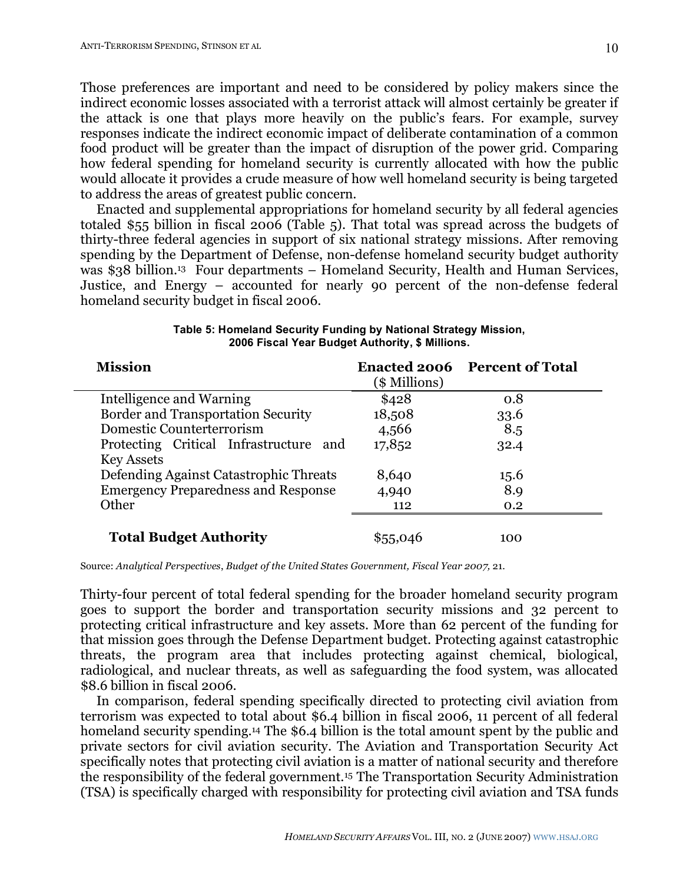Those preferences are important and need to be considered by policy makers since the indirect economic losses associated with a terrorist attack will almost certainly be greater if the attack is one that plays more heavily on the public's fears. For example, survey responses indicate the indirect economic impact of deliberate contamination of a common food product will be greater than the impact of disruption of the power grid. Comparing how federal spending for homeland security is currently allocated with how the public would allocate it provides a crude measure of how well homeland security is being targeted to address the areas of greatest public concern.

Enacted and supplemental appropriations for homeland security by all federal agencies totaled $55 billion in fiscal 2006 (Table 5). That total was spread across the budgets of thirty-three federal agencies in support of six national strategy missions. After removing spending by the Department of Defense, non-defense homeland security budget authority was $38 billion.[13] Four departments – Homeland Security, Health and Human Services, Justice, and Energy – accounted for nearly 90 percent of the non-defense federal homeland security budget in fiscal 2006.

**Table 5: Homeland Security Funding by National Strategy Mission, 2006 Fiscal Year Budget Authority, $ Millions.**

| Mission | Enacted 2006 ($ Millions) | Percent of Total |
|---|---|---|
| Intelligence and Warning | $428 | 0.8 |
| Border and Transportation Security | 18,508 | 33.6 |
| Domestic Counterterrorism | 4,566 | 8.5 |
| Protecting Critical Infrastructure and Key Assets | 17,852 | 32.4 |
| Defending Against Catastrophic Threats | 8,640 | 15.6 |
| Emergency Preparedness and Response | 4,940 | 8.9 |
| Other | 112 | 0.2 |
| **Total Budget Authority** | $55,046 | 100 |

Source: *Analytical Perspectives*, *Budget of the United States Government, Fiscal Year 2007,* 21.

Thirty-four percent of total federal spending for the broader homeland security program goes to support the border and transportation security missions and 32 percent to protecting critical infrastructure and key assets. More than 62 percent of the funding for that mission goes through the Defense Department budget. Protecting against catastrophic threats, the program area that includes protecting against chemical, biological, radiological, and nuclear threats, as well as safeguarding the food system, was allocated $8.6 billion in fiscal 2006.

In comparison, federal spending specifically directed to protecting civil aviation from terrorism was expected to total about $6.4 billion in fiscal 2006, 11 percent of all federal homeland security spending.[14] The $6.4 billion is the total amount spent by the public and private sectors for civil aviation security. The Aviation and Transportation Security Act specifically notes that protecting civil aviation is a matter of national security and therefore the responsibility of the federal government.[15] The Transportation Security Administration (TSA) is specifically charged with responsibility for protecting civil aviation and TSA funds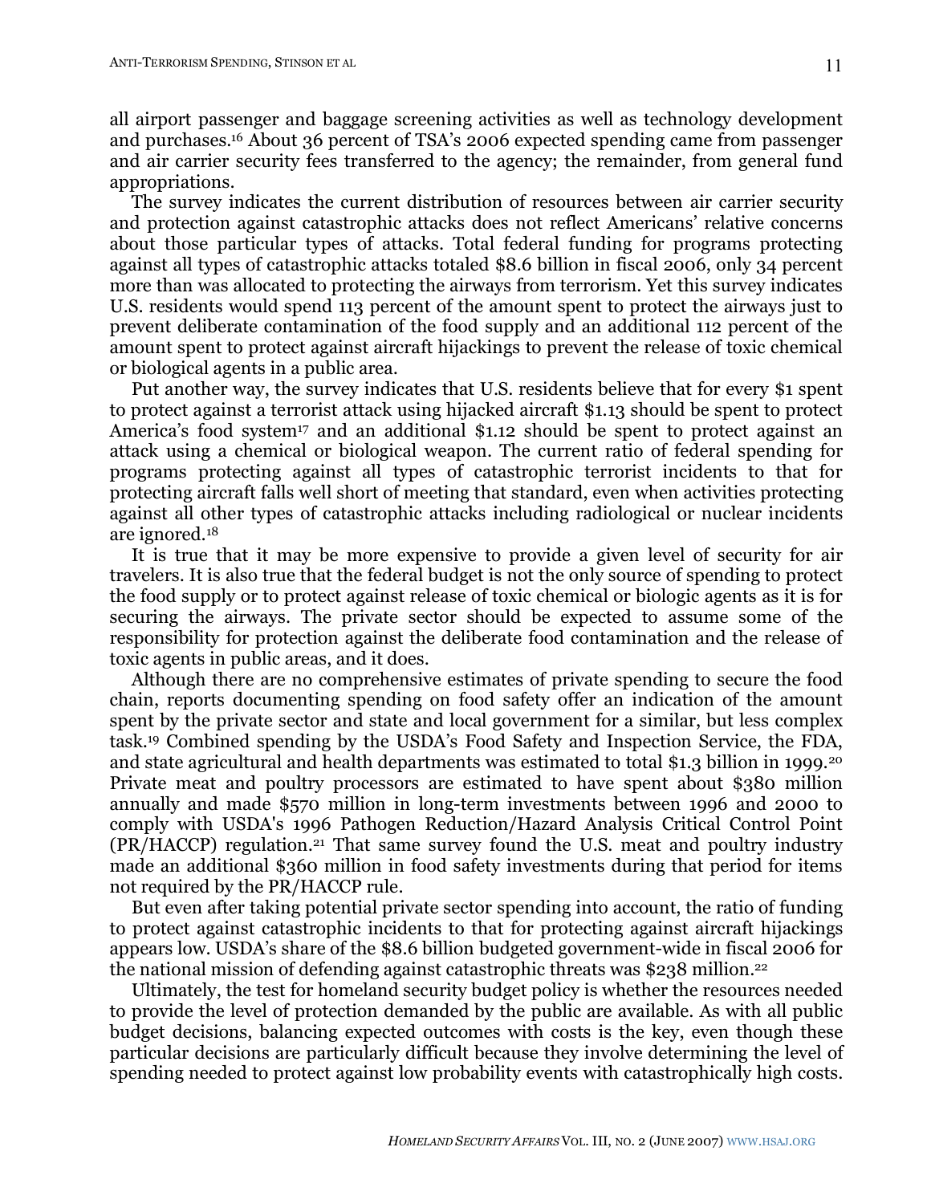all airport passenger and baggage screening activities as well as technology development and purchases.[16] About 36 percent of TSA's 2006 expected spending came from passenger and air carrier security fees transferred to the agency; the remainder, from general fund appropriations.

The survey indicates the current distribution of resources between air carrier security and protection against catastrophic attacks does not reflect Americans' relative concerns about those particular types of attacks. Total federal funding for programs protecting against all types of catastrophic attacks totaled $8.6 billion in fiscal 2006, only 34 percent more than was allocated to protecting the airways from terrorism. Yet this survey indicates U.S. residents would spend 113 percent of the amount spent to protect the airways just to prevent deliberate contamination of the food supply and an additional 112 percent of the amount spent to protect against aircraft hijackings to prevent the release of toxic chemical or biological agents in a public area.

Put another way, the survey indicates that U.S. residents believe that for every $1 spent to protect against a terrorist attack using hijacked aircraft $1.13 should be spent to protect America's food system[17] and an additional $1.12 should be spent to protect against an attack using a chemical or biological weapon. The current ratio of federal spending for programs protecting against all types of catastrophic terrorist incidents to that for protecting aircraft falls well short of meeting that standard, even when activities protecting against all other types of catastrophic attacks including radiological or nuclear incidents are ignored.[18]

It is true that it may be more expensive to provide a given level of security for air travelers. It is also true that the federal budget is not the only source of spending to protect the food supply or to protect against release of toxic chemical or biologic agents as it is for securing the airways. The private sector should be expected to assume some of the responsibility for protection against the deliberate food contamination and the release of toxic agents in public areas, and it does.

Although there are no comprehensive estimates of private spending to secure the food chain, reports documenting spending on food safety offer an indication of the amount spent by the private sector and state and local government for a similar, but less complex task.[19] Combined spending by the USDA's Food Safety and Inspection Service, the FDA, and state agricultural and health departments was estimated to total $1.3 billion in 1999.[20] Private meat and poultry processors are estimated to have spent about $380 million annually and made $570 million in long-term investments between 1996 and 2000 to comply with USDA's 1996 Pathogen Reduction/Hazard Analysis Critical Control Point (PR/HACCP) regulation.[21] That same survey found the U.S. meat and poultry industry made an additional $360 million in food safety investments during that period for items not required by the PR/HACCP rule.

But even after taking potential private sector spending into account, the ratio of funding to protect against catastrophic incidents to that for protecting against aircraft hijackings appears low. USDA's share of the $8.6 billion budgeted government-wide in fiscal 2006 for the national mission of defending against catastrophic threats was $238 million.[22]

Ultimately, the test for homeland security budget policy is whether the resources needed to provide the level of protection demanded by the public are available. As with all public budget decisions, balancing expected outcomes with costs is the key, even though these particular decisions are particularly difficult because they involve determining the level of spending needed to protect against low probability events with catastrophically high costs.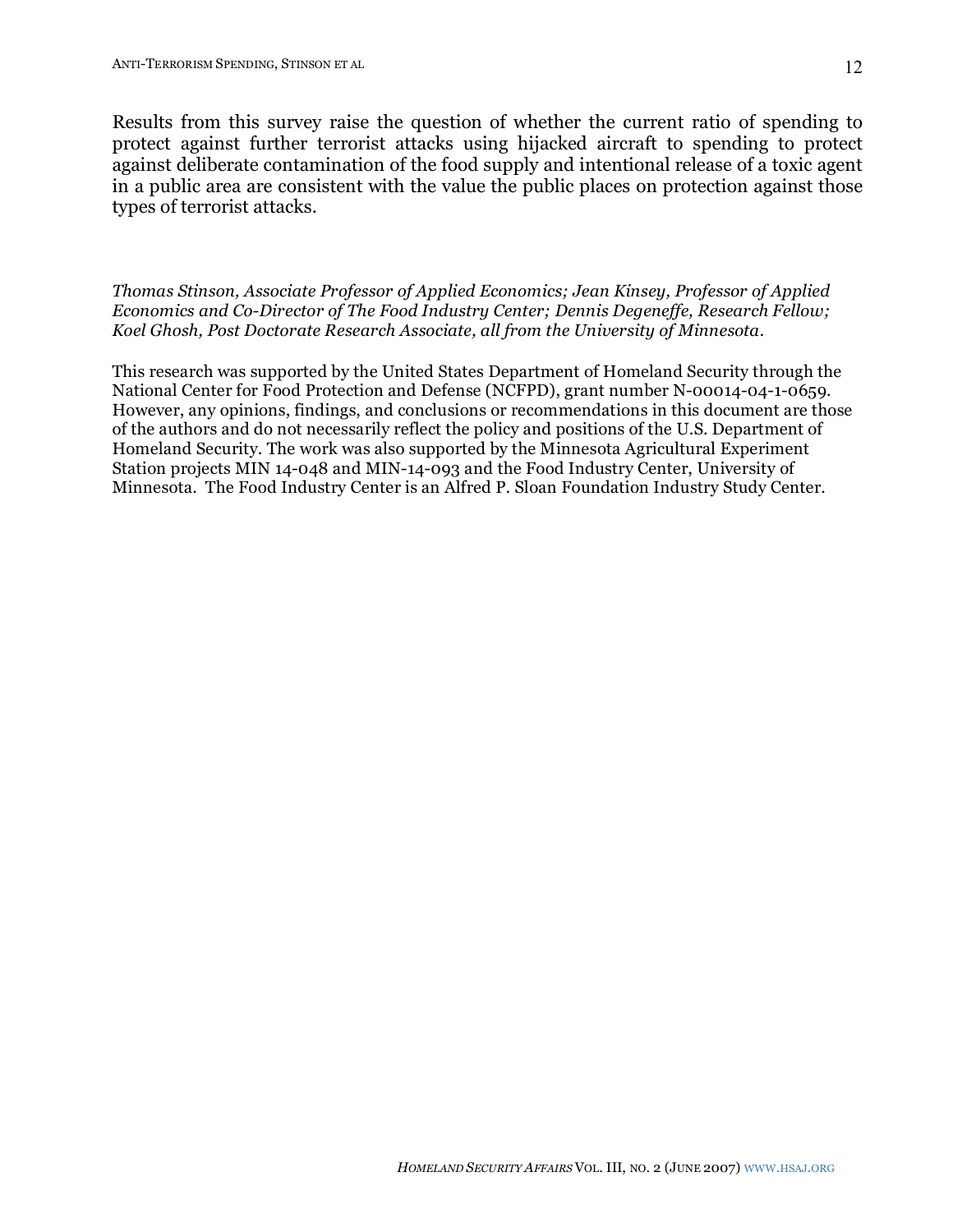Results from this survey raise the question of whether the current ratio of spending to protect against further terrorist attacks using hijacked aircraft to spending to protect against deliberate contamination of the food supply and intentional release of a toxic agent in a public area are consistent with the value the public places on protection against those types of terrorist attacks.

*Thomas Stinson, Associate Professor of Applied Economics; Jean Kinsey, Professor of Applied Economics and Co-Director of The Food Industry Center; Dennis Degeneffe, Research Fellow; Koel Ghosh, Post Doctorate Research Associate, all from the University of Minnesota.*

This research was supported by the United States Department of Homeland Security through the National Center for Food Protection and Defense (NCFPD), grant number N-00014-04-1-0659. However, any opinions, findings, and conclusions or recommendations in this document are those of the authors and do not necessarily reflect the policy and positions of the U.S. Department of Homeland Security. The work was also supported by the Minnesota Agricultural Experiment Station projects MIN 14-048 and MIN-14-093 and the Food Industry Center, University of Minnesota. The Food Industry Center is an Alfred P. Sloan Foundation Industry Study Center.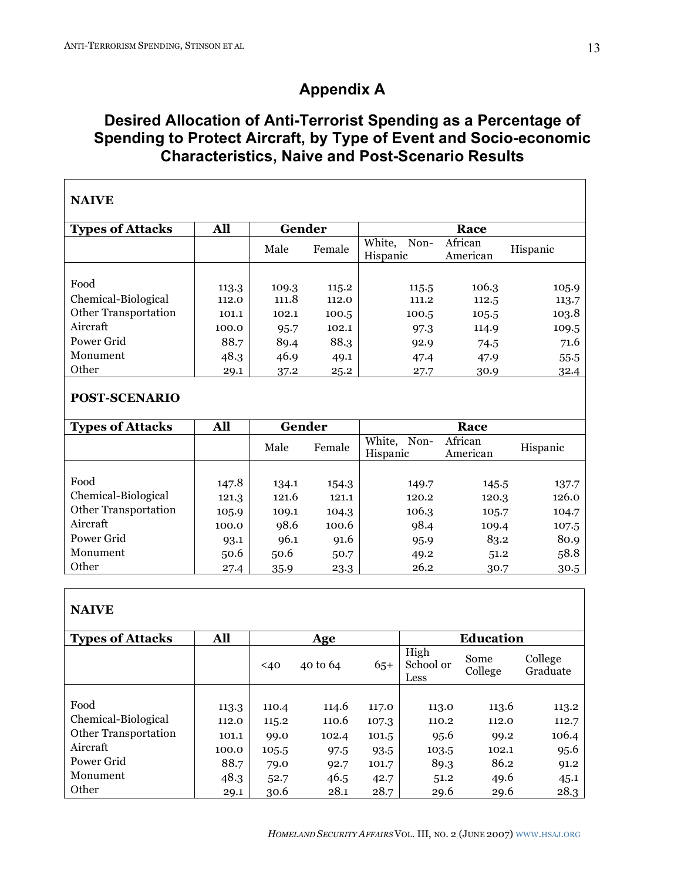## Appendix A

## Desired Allocation of Anti-Terrorist Spending as a Percentage of Spending to Protect Aircraft, by Type of Event and Socio-economic Characteristics, Naive and Post-Scenario Results

**NAIVE**

| Types of Attacks | All | Gender | | Race | | |
|---|---|---|---|---|---|---|
| | | Male | Female | White, Non-Hispanic | African American | Hispanic |
| Food | 113.3 | 109.3 | 115.2 | 115.5 | 106.3 | 105.9 |
| Chemical-Biological | 112.0 | 111.8 | 112.0 | 111.2 | 112.5 | 113.7 |
| Other Transportation | 101.1 | 102.1 | 100.5 | 100.5 | 105.5 | 103.8 |
| Aircraft | 100.0 | 95.7 | 102.1 | 97.3 | 114.9 | 109.5 |
| Power Grid | 88.7 | 89.4 | 88.3 | 92.9 | 74.5 | 71.6 |
| Monument | 48.3 | 46.9 | 49.1 | 47.4 | 47.9 | 55.5 |
| Other | 29.1 | 37.2 | 25.2 | 27.7 | 30.9 | 32.4 |

**POST-SCENARIO**

| Types of Attacks | All | Gender | | Race | | |
|---|---|---|---|---|---|---|
| | | Male | Female | White, Non-Hispanic | African American | Hispanic |
| Food | 147.8 | 134.1 | 154.3 | 149.7 | 145.5 | 137.7 |
| Chemical-Biological | 121.3 | 121.6 | 121.1 | 120.2 | 120.3 | 126.0 |
| Other Transportation | 105.9 | 109.1 | 104.3 | 106.3 | 105.7 | 104.7 |
| Aircraft | 100.0 | 98.6 | 100.6 | 98.4 | 109.4 | 107.5 |
| Power Grid | 93.1 | 96.1 | 91.6 | 95.9 | 83.2 | 80.9 |
| Monument | 50.6 | 50.6 | 50.7 | 49.2 | 51.2 | 58.8 |
| Other | 27.4 | 35.9 | 23.3 | 26.2 | 30.7 | 30.5 |

**NAIVE**

| Types of Attacks | All | Age | | | Education | | |
|---|---|---|---|---|---|---|---|
| | | <40 | 40 to 64 | 65+ | High School or Less | Some College | College Graduate |
| Food | 113.3 | 110.4 | 114.6 | 117.0 | 113.0 | 113.6 | 113.2 |
| Chemical-Biological | 112.0 | 115.2 | 110.6 | 107.3 | 110.2 | 112.0 | 112.7 |
| Other Transportation | 101.1 | 99.0 | 102.4 | 101.5 | 95.6 | 99.2 | 106.4 |
| Aircraft | 100.0 | 105.5 | 97.5 | 93.5 | 103.5 | 102.1 | 95.6 |
| Power Grid | 88.7 | 79.0 | 92.7 | 101.7 | 89.3 | 86.2 | 91.2 |
| Monument | 48.3 | 52.7 | 46.5 | 42.7 | 51.2 | 49.6 | 45.1 |
| Other | 29.1 | 30.6 | 28.1 | 28.7 | 29.6 | 29.6 | 28.3 |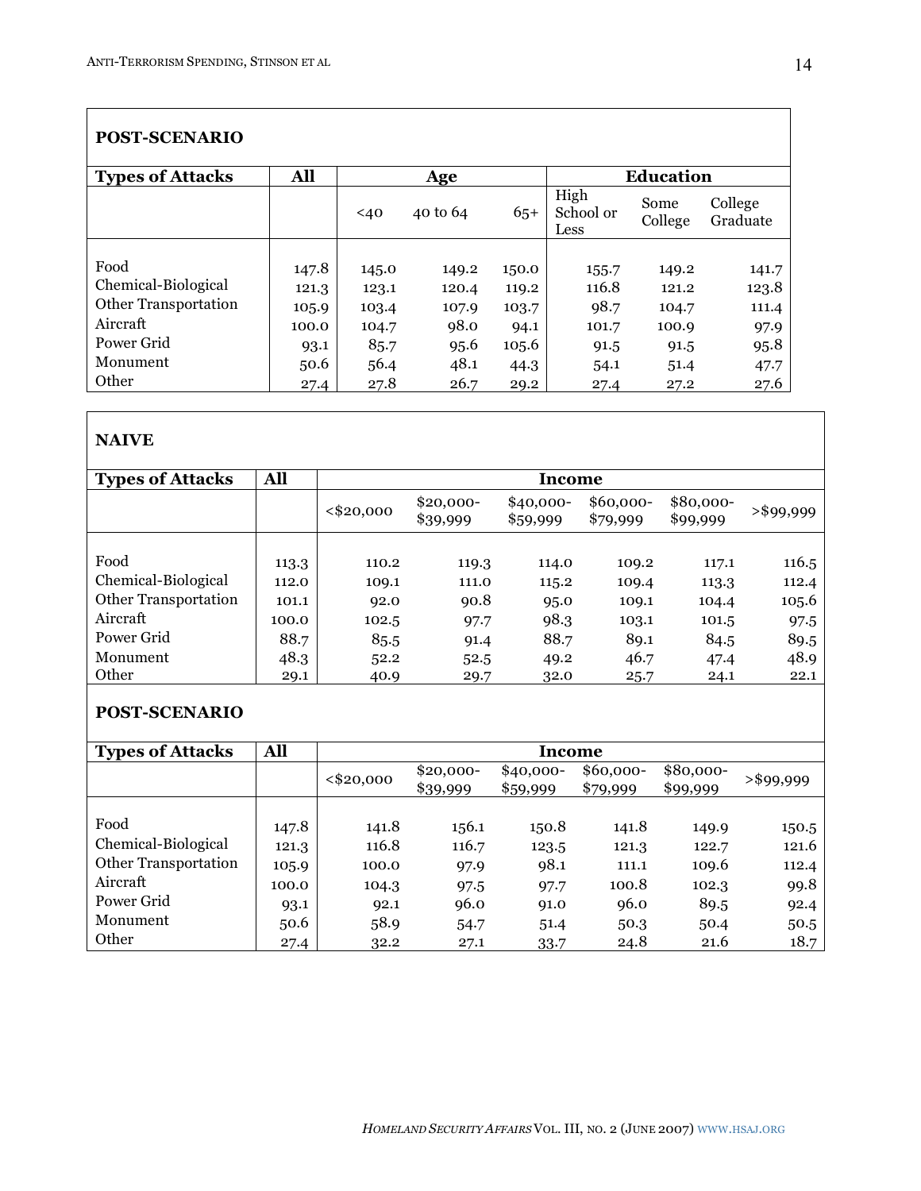**POST-SCENARIO**

| Types of Attacks | All | Age | | | Education | | |
|---|---|---|---|---|---|---|---|
| | | <40 | 40 to 64 | 65+ | High School or Less | Some College | College Graduate |
| Food | 147.8 | 145.0 | 149.2 | 150.0 | 155.7 | 149.2 | 141.7 |
| Chemical-Biological | 121.3 | 123.1 | 120.4 | 119.2 | 116.8 | 121.2 | 123.8 |
| Other Transportation | 105.9 | 103.4 | 107.9 | 103.7 | 98.7 | 104.7 | 111.4 |
| Aircraft | 100.0 | 104.7 | 98.0 | 94.1 | 101.7 | 100.9 | 97.9 |
| Power Grid | 93.1 | 85.7 | 95.6 | 105.6 | 91.5 | 91.5 | 95.8 |
| Monument | 50.6 | 56.4 | 48.1 | 44.3 | 54.1 | 51.4 | 47.7 |
| Other | 27.4 | 27.8 | 26.7 | 29.2 | 27.4 | 27.2 | 27.6 |

**NAIVE**

| Types of Attacks | All | Income | | | | | |
|---|---|---|---|---|---|---|---|
| | | <$20,000 | $20,000-$39,999 | $40,000-$59,999 | $60,000-$79,999 | $80,000-$99,999 | >$99,999 |
| Food | 113.3 | 110.2 | 119.3 | 114.0 | 109.2 | 117.1 | 116.5 |
| Chemical-Biological | 112.0 | 109.1 | 111.0 | 115.2 | 109.4 | 113.3 | 112.4 |
| Other Transportation | 101.1 | 92.0 | 90.8 | 95.0 | 109.1 | 104.4 | 105.6 |
| Aircraft | 100.0 | 102.5 | 97.7 | 98.3 | 103.1 | 101.5 | 97.5 |
| Power Grid | 88.7 | 85.5 | 91.4 | 88.7 | 89.1 | 84.5 | 89.5 |
| Monument | 48.3 | 52.2 | 52.5 | 49.2 | 46.7 | 47.4 | 48.9 |
| Other | 29.1 | 40.9 | 29.7 | 32.0 | 25.7 | 24.1 | 22.1 |

**POST-SCENARIO**

| Types of Attacks | All | Income | | | | | |
|---|---|---|---|---|---|---|---|
| | | <$20,000 | $20,000-$39,999 | $40,000-$59,999 | $60,000-$79,999 | $80,000-$99,999 | >$99,999 |
| Food | 147.8 | 141.8 | 156.1 | 150.8 | 141.8 | 149.9 | 150.5 |
| Chemical-Biological | 121.3 | 116.8 | 116.7 | 123.5 | 121.3 | 122.7 | 121.6 |
| Other Transportation | 105.9 | 100.0 | 97.9 | 98.1 | 111.1 | 109.6 | 112.4 |
| Aircraft | 100.0 | 104.3 | 97.5 | 97.7 | 100.8 | 102.3 | 99.8 |
| Power Grid | 93.1 | 92.1 | 96.0 | 91.0 | 96.0 | 89.5 | 92.4 |
| Monument | 50.6 | 58.9 | 54.7 | 51.4 | 50.3 | 50.4 | 50.5 |
| Other | 27.4 | 32.2 | 27.1 | 33.7 | 24.8 | 21.6 | 18.7 |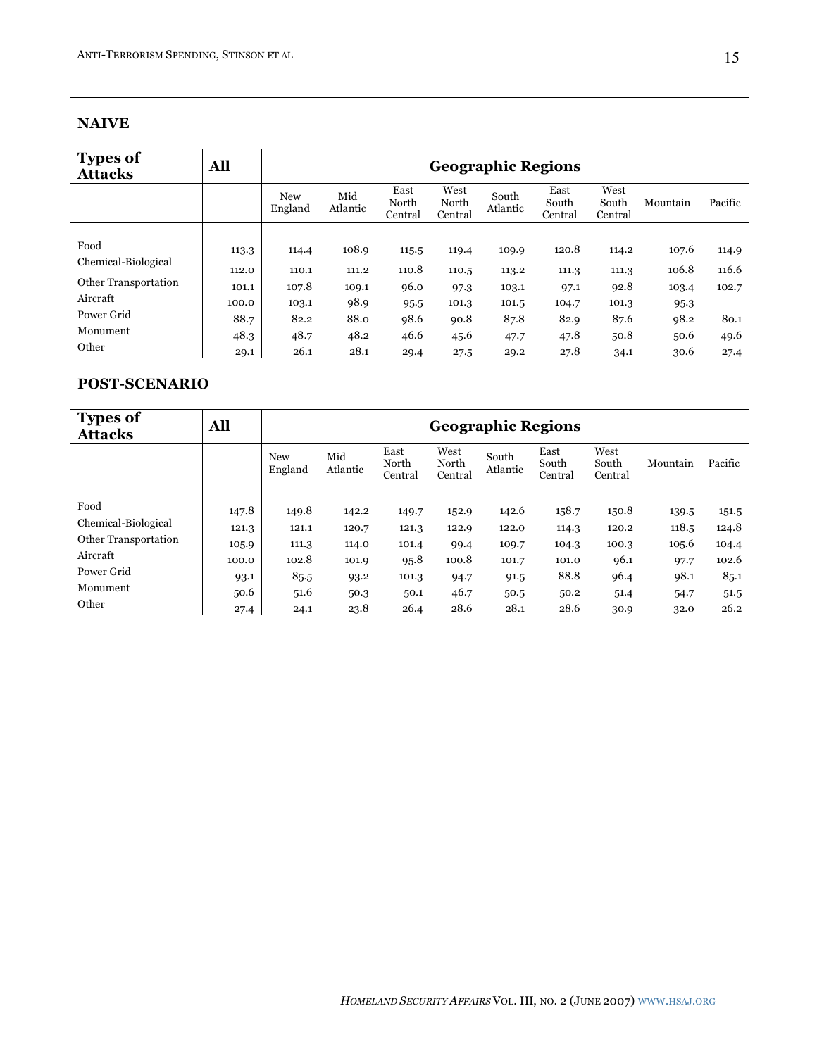## NAIVE

| Types of Attacks | All | Geographic Regions | | | | | | | | |
|---|---|---|---|---|---|---|---|---|---|---|
| | | New England | Mid Atlantic | East North Central | West North Central | South Atlantic | East South Central | West South Central | Mountain | Pacific |
| Food | 113.3 | 114.4 | 108.9 | 115.5 | 119.4 | 109.9 | 120.8 | 114.2 | 107.6 | 114.9 |
| Chemical-Biological | 112.0 | 110.1 | 111.2 | 110.8 | 110.5 | 113.2 | 111.3 | 111.3 | 106.8 | 116.6 |
| Other Transportation | 101.1 | 107.8 | 109.1 | 96.0 | 97.3 | 103.1 | 97.1 | 92.8 | 103.4 | 102.7 |
| Aircraft | 100.0 | 103.1 | 98.9 | 95.5 | 101.3 | 101.5 | 104.7 | 101.3 | 95.3 | |
| Power Grid | 88.7 | 82.2 | 88.0 | 98.6 | 90.8 | 87.8 | 82.9 | 87.6 | 98.2 | 80.1 |
| Monument | 48.3 | 48.7 | 48.2 | 46.6 | 45.6 | 47.7 | 47.8 | 50.8 | 50.6 | 49.6 |
| Other | 29.1 | 26.1 | 28.1 | 29.4 | 27.5 | 29.2 | 27.8 | 34.1 | 30.6 | 27.4 |

## POST-SCENARIO

| Types of Attacks | All | Geographic Regions | | | | | | | | |
|---|---|---|---|---|---|---|---|---|---|---|
| | | New England | Mid Atlantic | East North Central | West North Central | South Atlantic | East South Central | West South Central | Mountain | Pacific |
| Food | 147.8 | 149.8 | 142.2 | 149.7 | 152.9 | 142.6 | 158.7 | 150.8 | 139.5 | 151.5 |
| Chemical-Biological | 121.3 | 121.1 | 120.7 | 121.3 | 122.9 | 122.0 | 114.3 | 120.2 | 118.5 | 124.8 |
| Other Transportation | 105.9 | 111.3 | 114.0 | 101.4 | 99.4 | 109.7 | 104.3 | 100.3 | 105.6 | 104.4 |
| Aircraft | 100.0 | 102.8 | 101.9 | 95.8 | 100.8 | 101.7 | 101.0 | 96.1 | 97.7 | 102.6 |
| Power Grid | 93.1 | 85.5 | 93.2 | 101.3 | 94.7 | 91.5 | 88.8 | 96.4 | 98.1 | 85.1 |
| Monument | 50.6 | 51.6 | 50.3 | 50.1 | 46.7 | 50.5 | 50.2 | 51.4 | 54.7 | 51.5 |
| Other | 27.4 | 24.1 | 23.8 | 26.4 | 28.6 | 28.1 | 28.6 | 30.9 | 32.0 | 26.2 |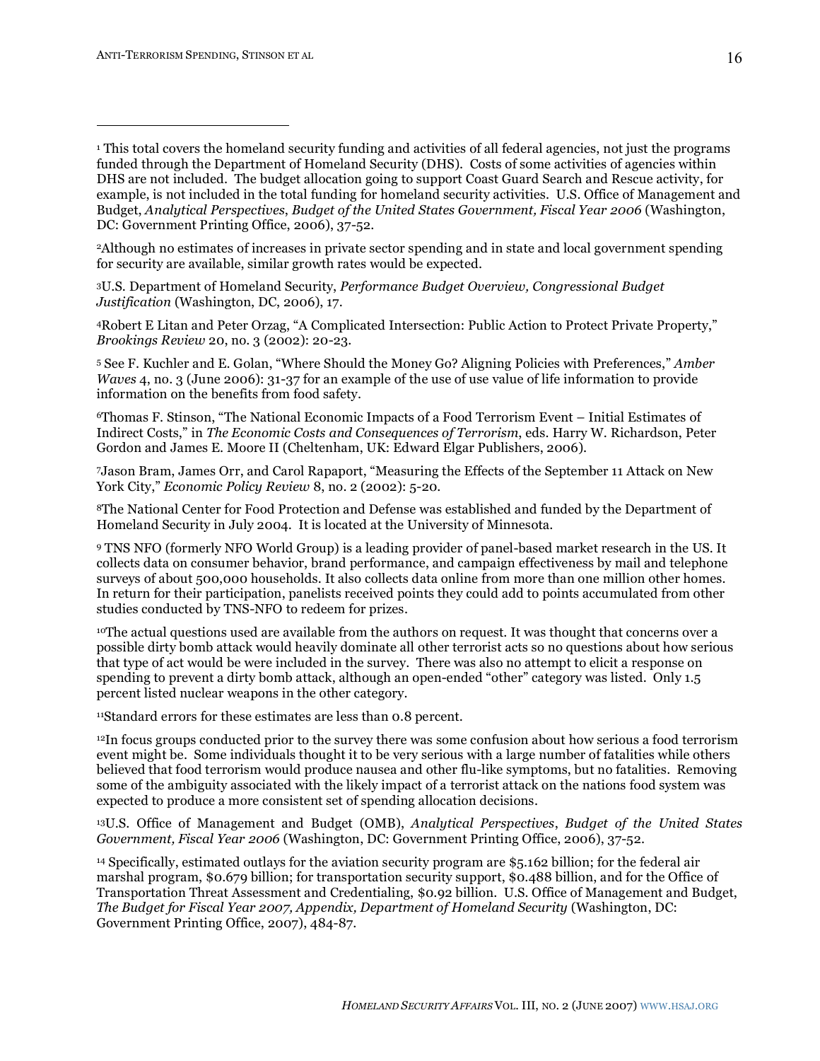---

[1] This total covers the homeland security funding and activities of all federal agencies, not just the programs funded through the Department of Homeland Security (DHS). Costs of some activities of agencies within DHS are not included. The budget allocation going to support Coast Guard Search and Rescue activity, for example, is not included in the total funding for homeland security activities. U.S. Office of Management and Budget, *Analytical Perspectives, Budget of the United States Government, Fiscal Year 2006* (Washington, DC: Government Printing Office, 2006), 37-52.

[2] Although no estimates of increases in private sector spending and in state and local government spending for security are available, similar growth rates would be expected.

[3] U.S. Department of Homeland Security, *Performance Budget Overview, Congressional Budget Justification* (Washington, DC, 2006), 17.

[4] Robert E Litan and Peter Orzag, "A Complicated Intersection: Public Action to Protect Private Property," *Brookings Review* 20, no. 3 (2002): 20-23.

[5] See F. Kuchler and E. Golan, "Where Should the Money Go? Aligning Policies with Preferences," *Amber Waves* 4, no. 3 (June 2006): 31-37 for an example of the use of use value of life information to provide information on the benefits from food safety.

[6] Thomas F. Stinson, "The National Economic Impacts of a Food Terrorism Event – Initial Estimates of Indirect Costs," in *The Economic Costs and Consequences of Terrorism*, eds. Harry W. Richardson, Peter Gordon and James E. Moore II (Cheltenham, UK: Edward Elgar Publishers, 2006).

[7] Jason Bram, James Orr, and Carol Rapaport, "Measuring the Effects of the September 11 Attack on New York City," *Economic Policy Review* 8, no. 2 (2002): 5-20.

[8] The National Center for Food Protection and Defense was established and funded by the Department of Homeland Security in July 2004. It is located at the University of Minnesota.

[9] TNS NFO (formerly NFO World Group) is a leading provider of panel-based market research in the US. It collects data on consumer behavior, brand performance, and campaign effectiveness by mail and telephone surveys of about 500,000 households. It also collects data online from more than one million other homes. In return for their participation, panelists received points they could add to points accumulated from other studies conducted by TNS-NFO to redeem for prizes.

[10] The actual questions used are available from the authors on request. It was thought that concerns over a possible dirty bomb attack would heavily dominate all other terrorist acts so no questions about how serious that type of act would be were included in the survey. There was also no attempt to elicit a response on spending to prevent a dirty bomb attack, although an open-ended "other" category was listed. Only 1.5 percent listed nuclear weapons in the other category.

[11] Standard errors for these estimates are less than 0.8 percent.

[12] In focus groups conducted prior to the survey there was some confusion about how serious a food terrorism event might be. Some individuals thought it to be very serious with a large number of fatalities while others believed that food terrorism would produce nausea and other flu-like symptoms, but no fatalities. Removing some of the ambiguity associated with the likely impact of a terrorist attack on the nations food system was expected to produce a more consistent set of spending allocation decisions.

[13] U.S. Office of Management and Budget (OMB), *Analytical Perspectives*, *Budget of the United States Government, Fiscal Year 2006* (Washington, DC: Government Printing Office, 2006), 37-52.

[14] Specifically, estimated outlays for the aviation security program are $5.162 billion; for the federal air marshal program, $0.679 billion; for transportation security support, $0.488 billion, and for the Office of Transportation Threat Assessment and Credentialing, $0.92 billion. U.S. Office of Management and Budget, *The Budget for Fiscal Year 2007, Appendix, Department of Homeland Security* (Washington, DC: Government Printing Office, 2007), 484-87.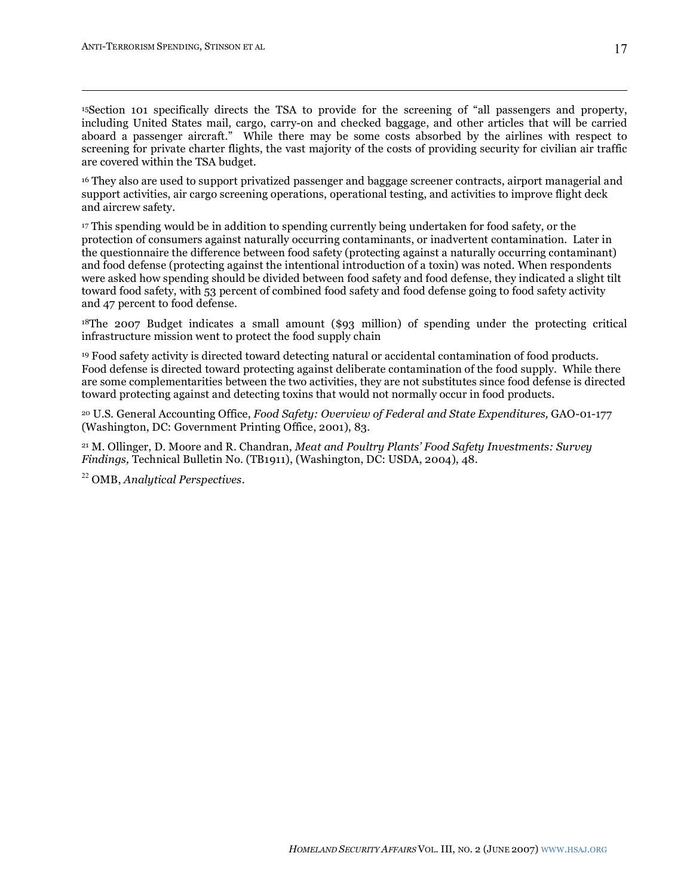[15]Section 101 specifically directs the TSA to provide for the screening of "all passengers and property, including United States mail, cargo, carry-on and checked baggage, and other articles that will be carried aboard a passenger aircraft." While there may be some costs absorbed by the airlines with respect to screening for private charter flights, the vast majority of the costs of providing security for civilian air traffic are covered within the TSA budget.

[16] They also are used to support privatized passenger and baggage screener contracts, airport managerial and support activities, air cargo screening operations, operational testing, and activities to improve flight deck and aircrew safety.

[17] This spending would be in addition to spending currently being undertaken for food safety, or the protection of consumers against naturally occurring contaminants, or inadvertent contamination. Later in the questionnaire the difference between food safety (protecting against a naturally occurring contaminant) and food defense (protecting against the intentional introduction of a toxin) was noted. When respondents were asked how spending should be divided between food safety and food defense, they indicated a slight tilt toward food safety, with 53 percent of combined food safety and food defense going to food safety activity and 47 percent to food defense.

[18]The 2007 Budget indicates a small amount ($93 million) of spending under the protecting critical infrastructure mission went to protect the food supply chain

[19] Food safety activity is directed toward detecting natural or accidental contamination of food products. Food defense is directed toward protecting against deliberate contamination of the food supply. While there are some complementarities between the two activities, they are not substitutes since food defense is directed toward protecting against and detecting toxins that would not normally occur in food products.

[20] U.S. General Accounting Office, *Food Safety: Overview of Federal and State Expenditures,* GAO-01-177 (Washington, DC: Government Printing Office, 2001), 83.

[21] M. Ollinger, D. Moore and R. Chandran, *Meat and Poultry Plants' Food Safety Investments: Survey Findings,* Technical Bulletin No. (TB1911), (Washington, DC: USDA, 2004), 48.

[22] OMB, *Analytical Perspectives*.